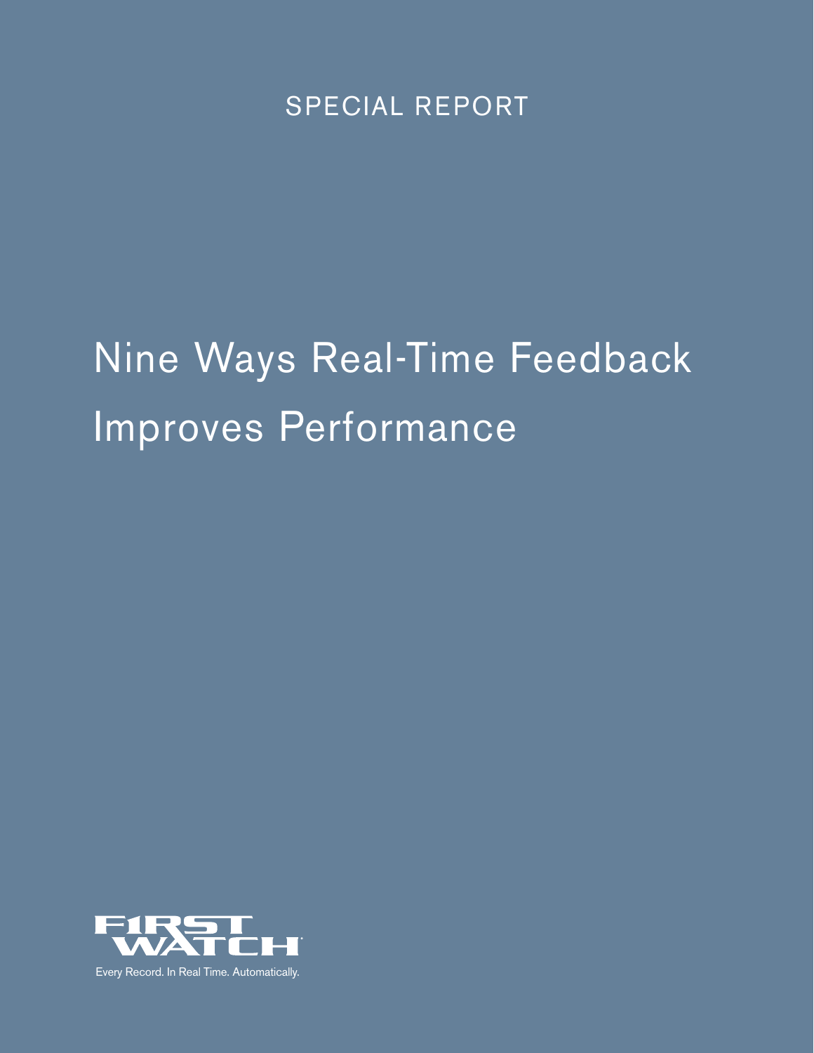SPECIAL REPORT

# Nine Ways Real-Time Feedback Improves Performance

FIRSTWATCH

Every Record. In Real Time. Automatically.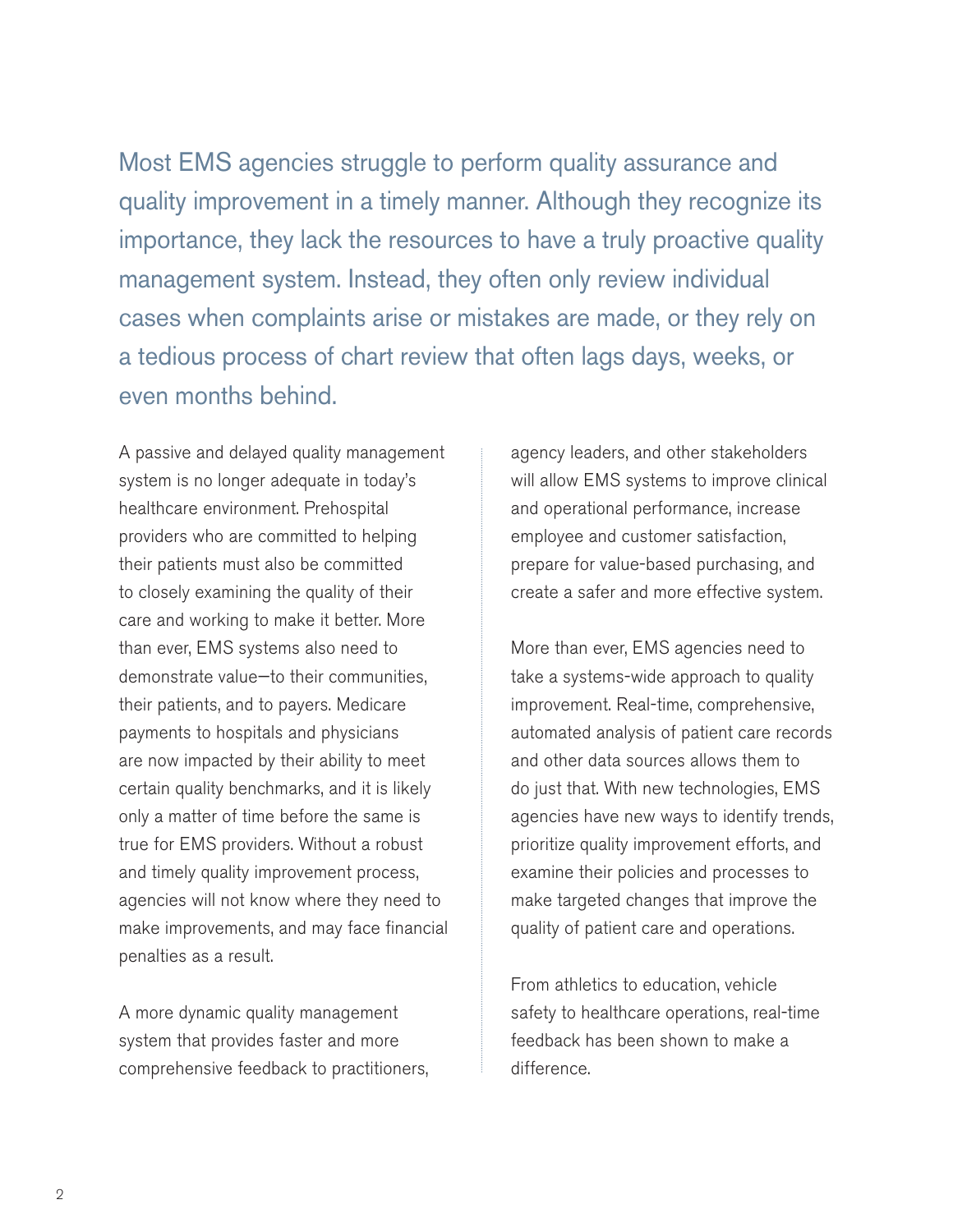Most EMS agencies struggle to perform quality assurance and quality improvement in a timely manner. Although they recognize its importance, they lack the resources to have a truly proactive quality management system. Instead, they often only review individual cases when complaints arise or mistakes are made, or they rely on a tedious process of chart review that often lags days, weeks, or even months behind.

A passive and delayed quality management system is no longer adequate in today's healthcare environment. Prehospital providers who are committed to helping their patients must also be committed to closely examining the quality of their care and working to make it better. More than ever, EMS systems also need to demonstrate value—to their communities, their patients, and to payers. Medicare payments to hospitals and physicians are now impacted by their ability to meet certain quality benchmarks, and it is likely only a matter of time before the same is true for EMS providers. Without a robust and timely quality improvement process, agencies will not know where they need to make improvements, and may face financial penalties as a result.

A more dynamic quality management system that provides faster and more comprehensive feedback to practitioners, agency leaders, and other stakeholders will allow EMS systems to improve clinical and operational performance, increase employee and customer satisfaction, prepare for value-based purchasing, and create a safer and more effective system.

More than ever, EMS agencies need to take a systems-wide approach to quality improvement. Real-time, comprehensive, automated analysis of patient care records and other data sources allows them to do just that. With new technologies, EMS agencies have new ways to identify trends, prioritize quality improvement efforts, and examine their policies and processes to make targeted changes that improve the quality of patient care and operations.

From athletics to education, vehicle safety to healthcare operations, real-time feedback has been shown to make a difference.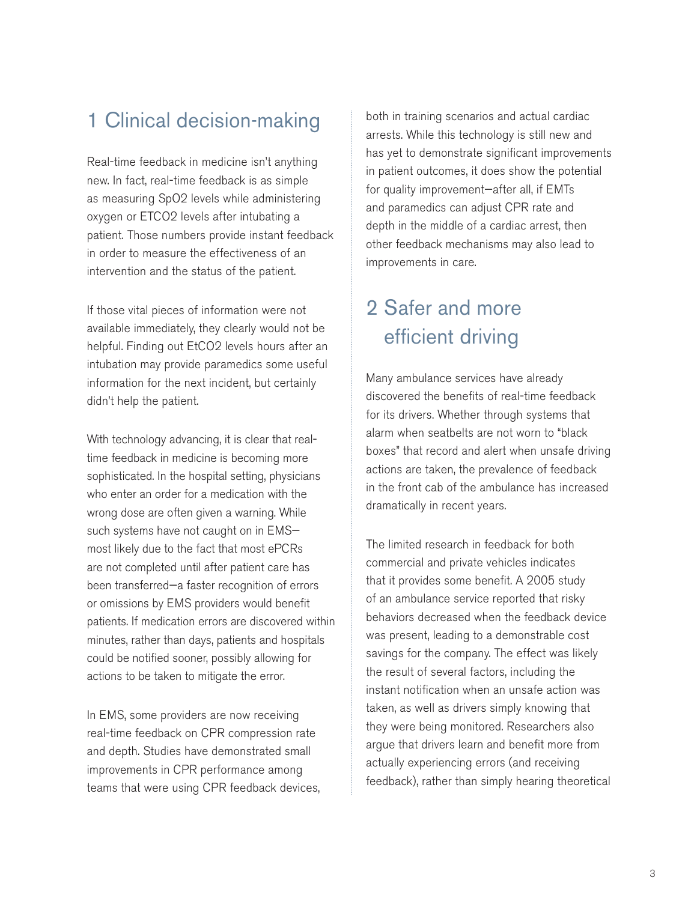## 1 Clinical decision-making

Real-time feedback in medicine isn't anything new. In fact, real-time feedback is as simple as measuring SpO2 levels while administering oxygen or ETCO2 levels after intubating a patient. Those numbers provide instant feedback in order to measure the effectiveness of an intervention and the status of the patient.

If those vital pieces of information were not available immediately, they clearly would not be helpful. Finding out EtCO2 levels hours after an intubation may provide paramedics some useful information for the next incident, but certainly didn't help the patient.

With technology advancing, it is clear that real-time feedback in medicine is becoming more sophisticated. In the hospital setting, physicians who enter an order for a medication with the wrong dose are often given a warning. While such systems have not caught on in EMS—most likely due to the fact that most ePCRs are not completed until after patient care has been transferred—a faster recognition of errors or omissions by EMS providers would benefit patients. If medication errors are discovered within minutes, rather than days, patients and hospitals could be notified sooner, possibly allowing for actions to be taken to mitigate the error.

In EMS, some providers are now receiving real-time feedback on CPR compression rate and depth. Studies have demonstrated small improvements in CPR performance among teams that were using CPR feedback devices, both in training scenarios and actual cardiac arrests. While this technology is still new and has yet to demonstrate significant improvements in patient outcomes, it does show the potential for quality improvement—after all, if EMTs and paramedics can adjust CPR rate and depth in the middle of a cardiac arrest, then other feedback mechanisms may also lead to improvements in care.

## 2 Safer and more efficient driving

Many ambulance services have already discovered the benefits of real-time feedback for its drivers. Whether through systems that alarm when seatbelts are not worn to "black boxes" that record and alert when unsafe driving actions are taken, the prevalence of feedback in the front cab of the ambulance has increased dramatically in recent years.

The limited research in feedback for both commercial and private vehicles indicates that it provides some benefit. A 2005 study of an ambulance service reported that risky behaviors decreased when the feedback device was present, leading to a demonstrable cost savings for the company. The effect was likely the result of several factors, including the instant notification when an unsafe action was taken, as well as drivers simply knowing that they were being monitored. Researchers also argue that drivers learn and benefit more from actually experiencing errors (and receiving feedback), rather than simply hearing theoretical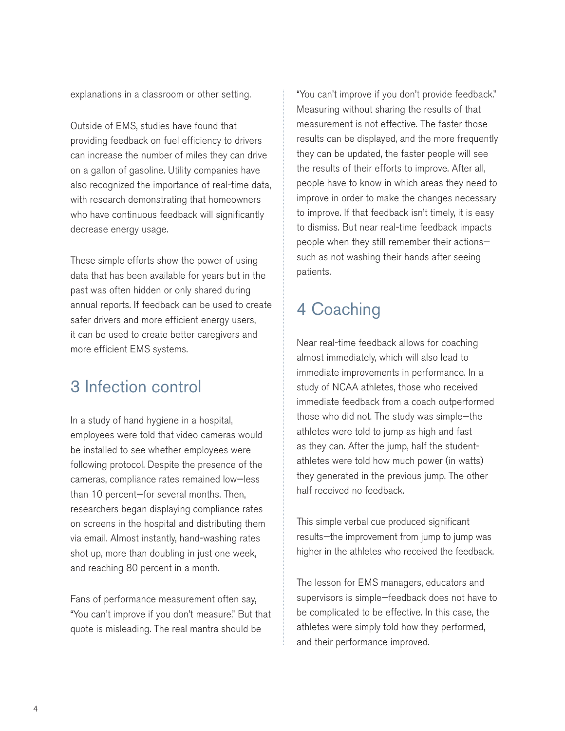explanations in a classroom or other setting.

Outside of EMS, studies have found that providing feedback on fuel efficiency to drivers can increase the number of miles they can drive on a gallon of gasoline. Utility companies have also recognized the importance of real-time data, with research demonstrating that homeowners who have continuous feedback will significantly decrease energy usage.

These simple efforts show the power of using data that has been available for years but in the past was often hidden or only shared during annual reports. If feedback can be used to create safer drivers and more efficient energy users, it can be used to create better caregivers and more efficient EMS systems.

## 3 Infection control

In a study of hand hygiene in a hospital, employees were told that video cameras would be installed to see whether employees were following protocol. Despite the presence of the cameras, compliance rates remained low—less than 10 percent—for several months. Then, researchers began displaying compliance rates on screens in the hospital and distributing them via email. Almost instantly, hand-washing rates shot up, more than doubling in just one week, and reaching 80 percent in a month.

Fans of performance measurement often say, "You can't improve if you don't measure." But that quote is misleading. The real mantra should be "You can't improve if you don't provide feedback." Measuring without sharing the results of that measurement is not effective. The faster those results can be displayed, and the more frequently they can be updated, the faster people will see the results of their efforts to improve. After all, people have to know in which areas they need to improve in order to make the changes necessary to improve. If that feedback isn't timely, it is easy to dismiss. But near real-time feedback impacts people when they still remember their actions—such as not washing their hands after seeing patients.

## 4 Coaching

Near real-time feedback allows for coaching almost immediately, which will also lead to immediate improvements in performance. In a study of NCAA athletes, those who received immediate feedback from a coach outperformed those who did not. The study was simple—the athletes were told to jump as high and fast as they can. After the jump, half the student-athletes were told how much power (in watts) they generated in the previous jump. The other half received no feedback.

This simple verbal cue produced significant results—the improvement from jump to jump was higher in the athletes who received the feedback.

The lesson for EMS managers, educators and supervisors is simple—feedback does not have to be complicated to be effective. In this case, the athletes were simply told how they performed, and their performance improved.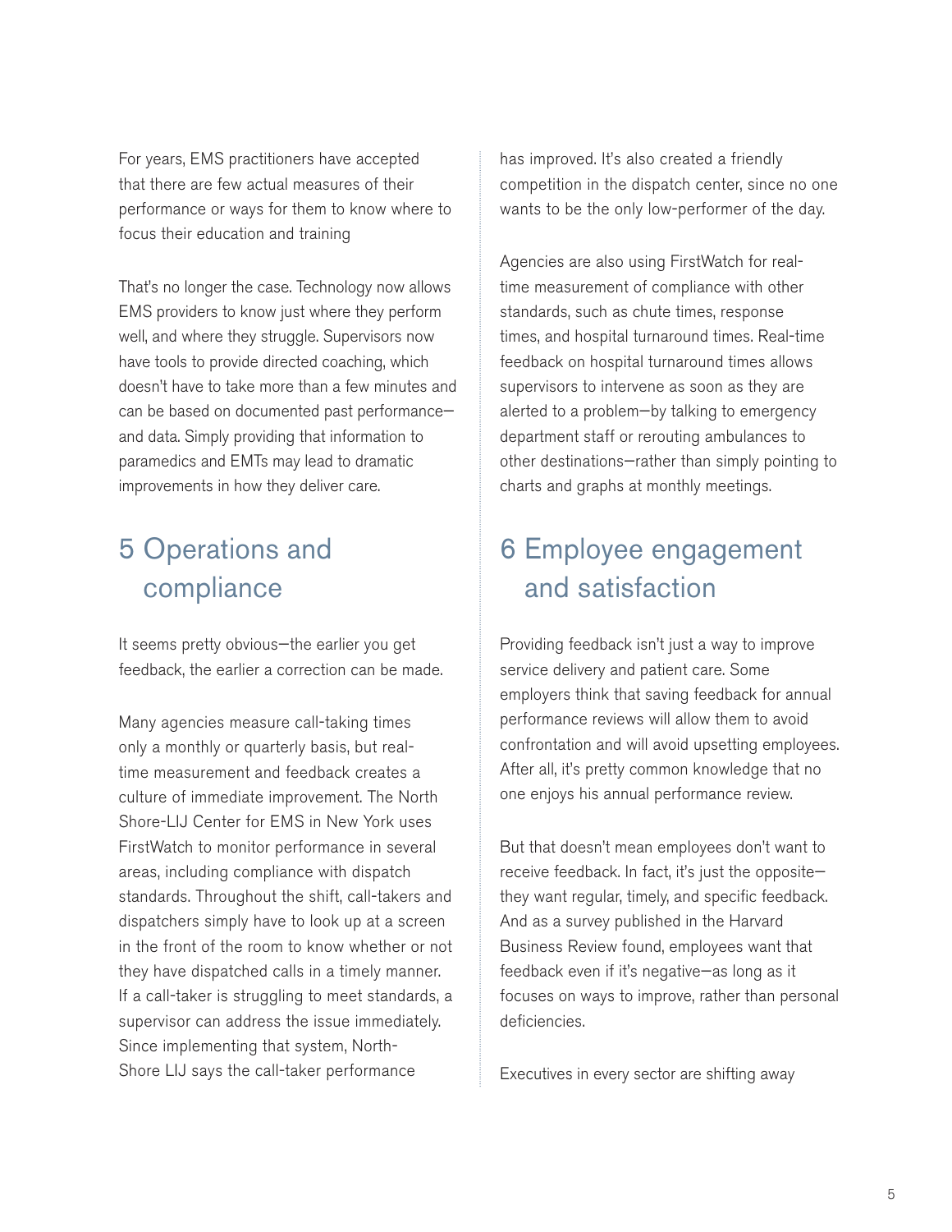For years, EMS practitioners have accepted that there are few actual measures of their performance or ways for them to know where to focus their education and training

That's no longer the case. Technology now allows EMS providers to know just where they perform well, and where they struggle. Supervisors now have tools to provide directed coaching, which doesn't have to take more than a few minutes and can be based on documented past performance—and data. Simply providing that information to paramedics and EMTs may lead to dramatic improvements in how they deliver care.

## 5 Operations and compliance

It seems pretty obvious—the earlier you get feedback, the earlier a correction can be made.

Many agencies measure call-taking times only a monthly or quarterly basis, but real-time measurement and feedback creates a culture of immediate improvement. The North Shore-LIJ Center for EMS in New York uses FirstWatch to monitor performance in several areas, including compliance with dispatch standards. Throughout the shift, call-takers and dispatchers simply have to look up at a screen in the front of the room to know whether or not they have dispatched calls in a timely manner. If a call-taker is struggling to meet standards, a supervisor can address the issue immediately. Since implementing that system, North-Shore LIJ says the call-taker performance has improved. It's also created a friendly competition in the dispatch center, since no one wants to be the only low-performer of the day.

Agencies are also using FirstWatch for real-time measurement of compliance with other standards, such as chute times, response times, and hospital turnaround times. Real-time feedback on hospital turnaround times allows supervisors to intervene as soon as they are alerted to a problem—by talking to emergency department staff or rerouting ambulances to other destinations—rather than simply pointing to charts and graphs at monthly meetings.

## 6 Employee engagement and satisfaction

Providing feedback isn't just a way to improve service delivery and patient care. Some employers think that saving feedback for annual performance reviews will allow them to avoid confrontation and will avoid upsetting employees. After all, it's pretty common knowledge that no one enjoys his annual performance review.

But that doesn't mean employees don't want to receive feedback. In fact, it's just the opposite—they want regular, timely, and specific feedback. And as a survey published in the Harvard Business Review found, employees want that feedback even if it's negative—as long as it focuses on ways to improve, rather than personal deficiencies.

Executives in every sector are shifting away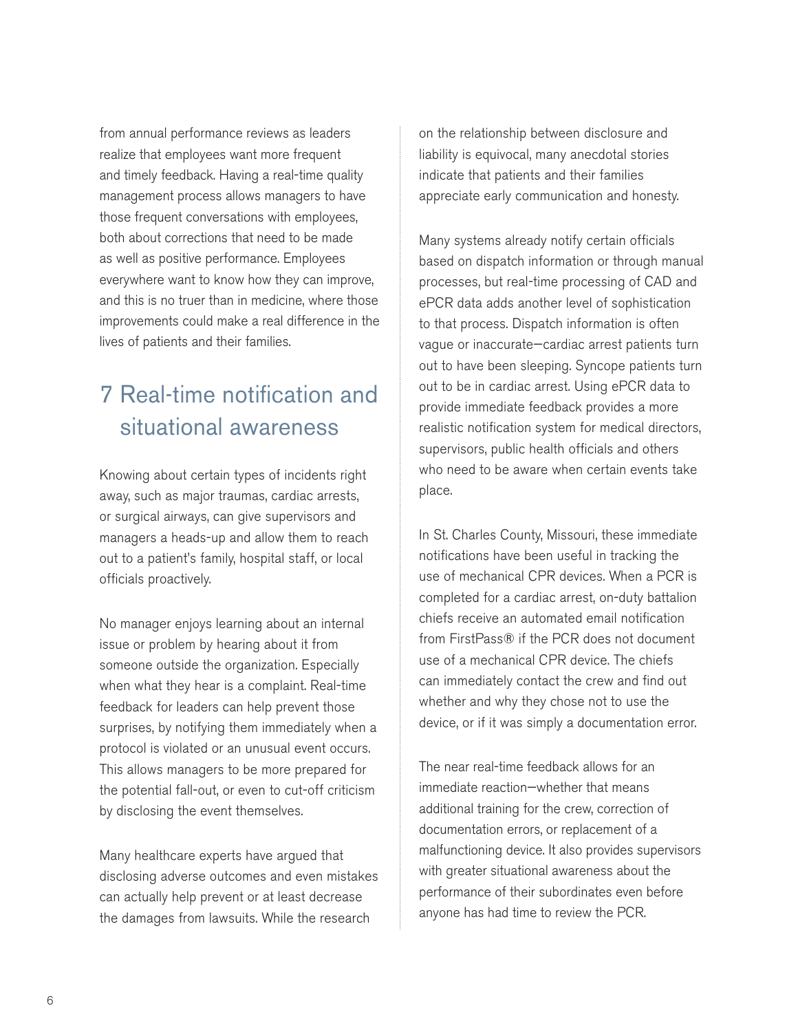from annual performance reviews as leaders realize that employees want more frequent and timely feedback. Having a real-time quality management process allows managers to have those frequent conversations with employees, both about corrections that need to be made as well as positive performance. Employees everywhere want to know how they can improve, and this is no truer than in medicine, where those improvements could make a real difference in the lives of patients and their families.

## 7 Real-time notification and situational awareness

Knowing about certain types of incidents right away, such as major traumas, cardiac arrests, or surgical airways, can give supervisors and managers a heads-up and allow them to reach out to a patient's family, hospital staff, or local officials proactively.

No manager enjoys learning about an internal issue or problem by hearing about it from someone outside the organization. Especially when what they hear is a complaint. Real-time feedback for leaders can help prevent those surprises, by notifying them immediately when a protocol is violated or an unusual event occurs. This allows managers to be more prepared for the potential fall-out, or even to cut-off criticism by disclosing the event themselves.

Many healthcare experts have argued that disclosing adverse outcomes and even mistakes can actually help prevent or at least decrease the damages from lawsuits. While the research on the relationship between disclosure and liability is equivocal, many anecdotal stories indicate that patients and their families appreciate early communication and honesty.

Many systems already notify certain officials based on dispatch information or through manual processes, but real-time processing of CAD and ePCR data adds another level of sophistication to that process. Dispatch information is often vague or inaccurate—cardiac arrest patients turn out to have been sleeping. Syncope patients turn out to be in cardiac arrest. Using ePCR data to provide immediate feedback provides a more realistic notification system for medical directors, supervisors, public health officials and others who need to be aware when certain events take place.

In St. Charles County, Missouri, these immediate notifications have been useful in tracking the use of mechanical CPR devices. When a PCR is completed for a cardiac arrest, on-duty battalion chiefs receive an automated email notification from FirstPass® if the PCR does not document use of a mechanical CPR device. The chiefs can immediately contact the crew and find out whether and why they chose not to use the device, or if it was simply a documentation error.

The near real-time feedback allows for an immediate reaction—whether that means additional training for the crew, correction of documentation errors, or replacement of a malfunctioning device. It also provides supervisors with greater situational awareness about the performance of their subordinates even before anyone has had time to review the PCR.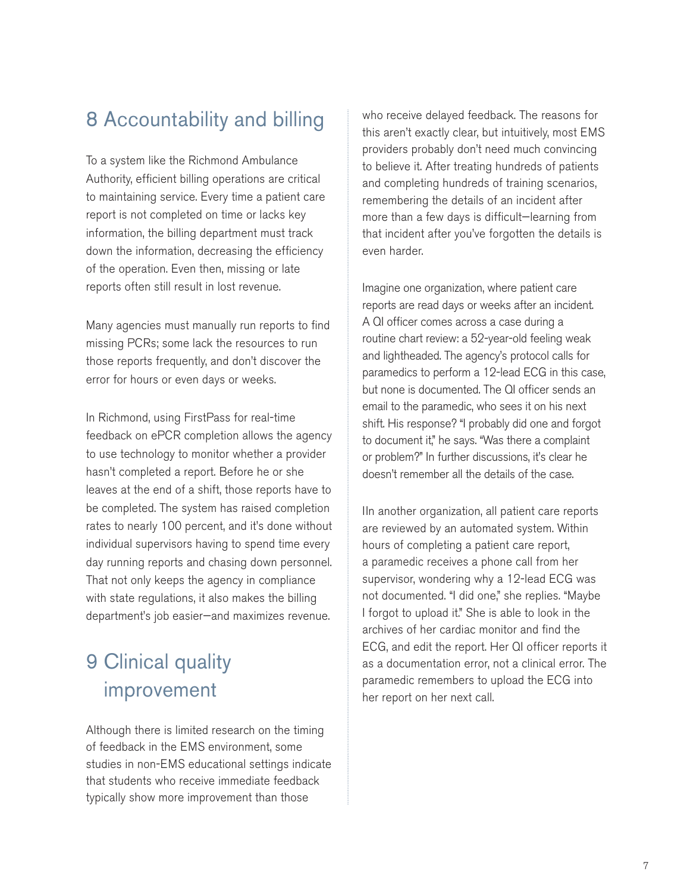## 8 Accountability and billing

To a system like the Richmond Ambulance Authority, efficient billing operations are critical to maintaining service. Every time a patient care report is not completed on time or lacks key information, the billing department must track down the information, decreasing the efficiency of the operation. Even then, missing or late reports often still result in lost revenue.

Many agencies must manually run reports to find missing PCRs; some lack the resources to run those reports frequently, and don't discover the error for hours or even days or weeks.

In Richmond, using FirstPass for real-time feedback on ePCR completion allows the agency to use technology to monitor whether a provider hasn't completed a report. Before he or she leaves at the end of a shift, those reports have to be completed. The system has raised completion rates to nearly 100 percent, and it's done without individual supervisors having to spend time every day running reports and chasing down personnel. That not only keeps the agency in compliance with state regulations, it also makes the billing department's job easier—and maximizes revenue.

## 9 Clinical quality improvement

Although there is limited research on the timing of feedback in the EMS environment, some studies in non-EMS educational settings indicate that students who receive immediate feedback typically show more improvement than those who receive delayed feedback. The reasons for this aren't exactly clear, but intuitively, most EMS providers probably don't need much convincing to believe it. After treating hundreds of patients and completing hundreds of training scenarios, remembering the details of an incident after more than a few days is difficult—learning from that incident after you've forgotten the details is even harder.

Imagine one organization, where patient care reports are read days or weeks after an incident. A QI officer comes across a case during a routine chart review: a 52-year-old feeling weak and lightheaded. The agency's protocol calls for paramedics to perform a 12-lead ECG in this case, but none is documented. The QI officer sends an email to the paramedic, who sees it on his next shift. His response? "I probably did one and forgot to document it," he says. "Was there a complaint or problem?" In further discussions, it's clear he doesn't remember all the details of the case.

IIn another organization, all patient care reports are reviewed by an automated system. Within hours of completing a patient care report, a paramedic receives a phone call from her supervisor, wondering why a 12-lead ECG was not documented. "I did one," she replies. "Maybe I forgot to upload it." She is able to look in the archives of her cardiac monitor and find the ECG, and edit the report. Her QI officer reports it as a documentation error, not a clinical error. The paramedic remembers to upload the ECG into her report on her next call.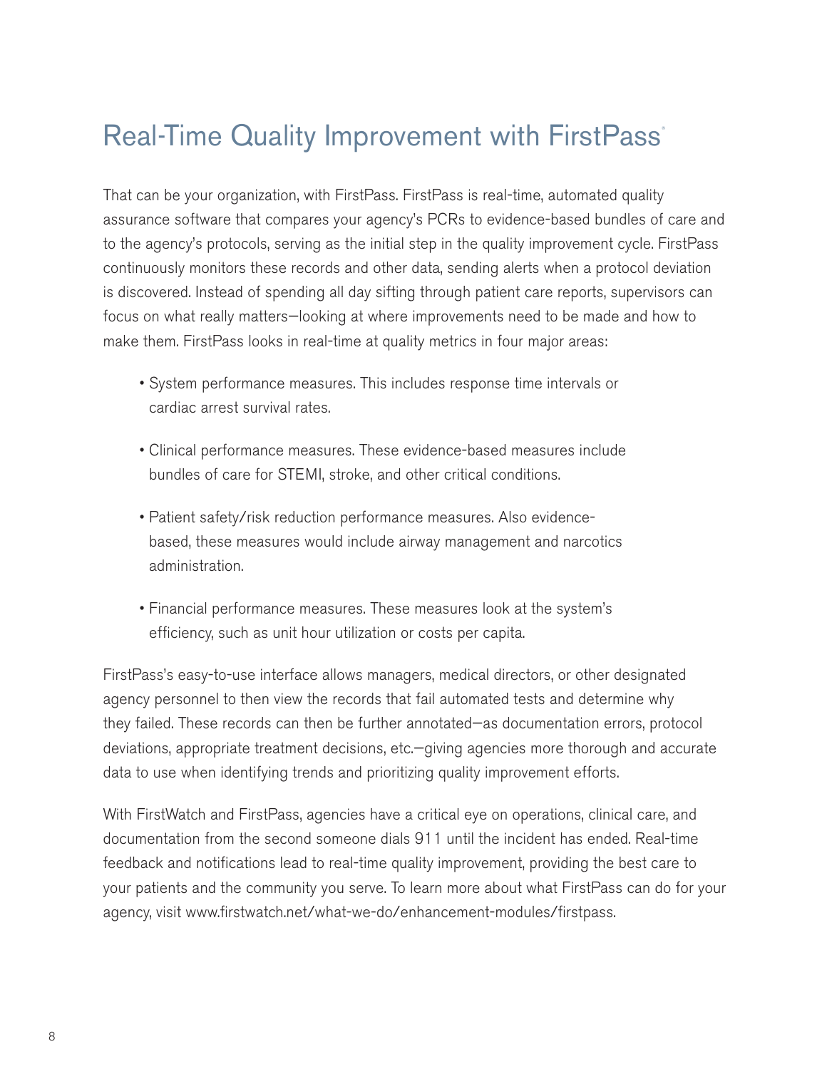# Real-Time Quality Improvement with FirstPass®

That can be your organization, with FirstPass. FirstPass is real-time, automated quality assurance software that compares your agency's PCRs to evidence-based bundles of care and to the agency's protocols, serving as the initial step in the quality improvement cycle. FirstPass continuously monitors these records and other data, sending alerts when a protocol deviation is discovered. Instead of spending all day sifting through patient care reports, supervisors can focus on what really matters—looking at where improvements need to be made and how to make them. FirstPass looks in real-time at quality metrics in four major areas:

- System performance measures. This includes response time intervals or cardiac arrest survival rates.
- Clinical performance measures. These evidence-based measures include bundles of care for STEMI, stroke, and other critical conditions.
- Patient safety/risk reduction performance measures. Also evidence-based, these measures would include airway management and narcotics administration.
- Financial performance measures. These measures look at the system's efficiency, such as unit hour utilization or costs per capita.

FirstPass's easy-to-use interface allows managers, medical directors, or other designated agency personnel to then view the records that fail automated tests and determine why they failed. These records can then be further annotated—as documentation errors, protocol deviations, appropriate treatment decisions, etc.—giving agencies more thorough and accurate data to use when identifying trends and prioritizing quality improvement efforts.

With FirstWatch and FirstPass, agencies have a critical eye on operations, clinical care, and documentation from the second someone dials 911 until the incident has ended. Real-time feedback and notifications lead to real-time quality improvement, providing the best care to your patients and the community you serve. To learn more about what FirstPass can do for your agency, visit www.firstwatch.net/what-we-do/enhancement-modules/firstpass.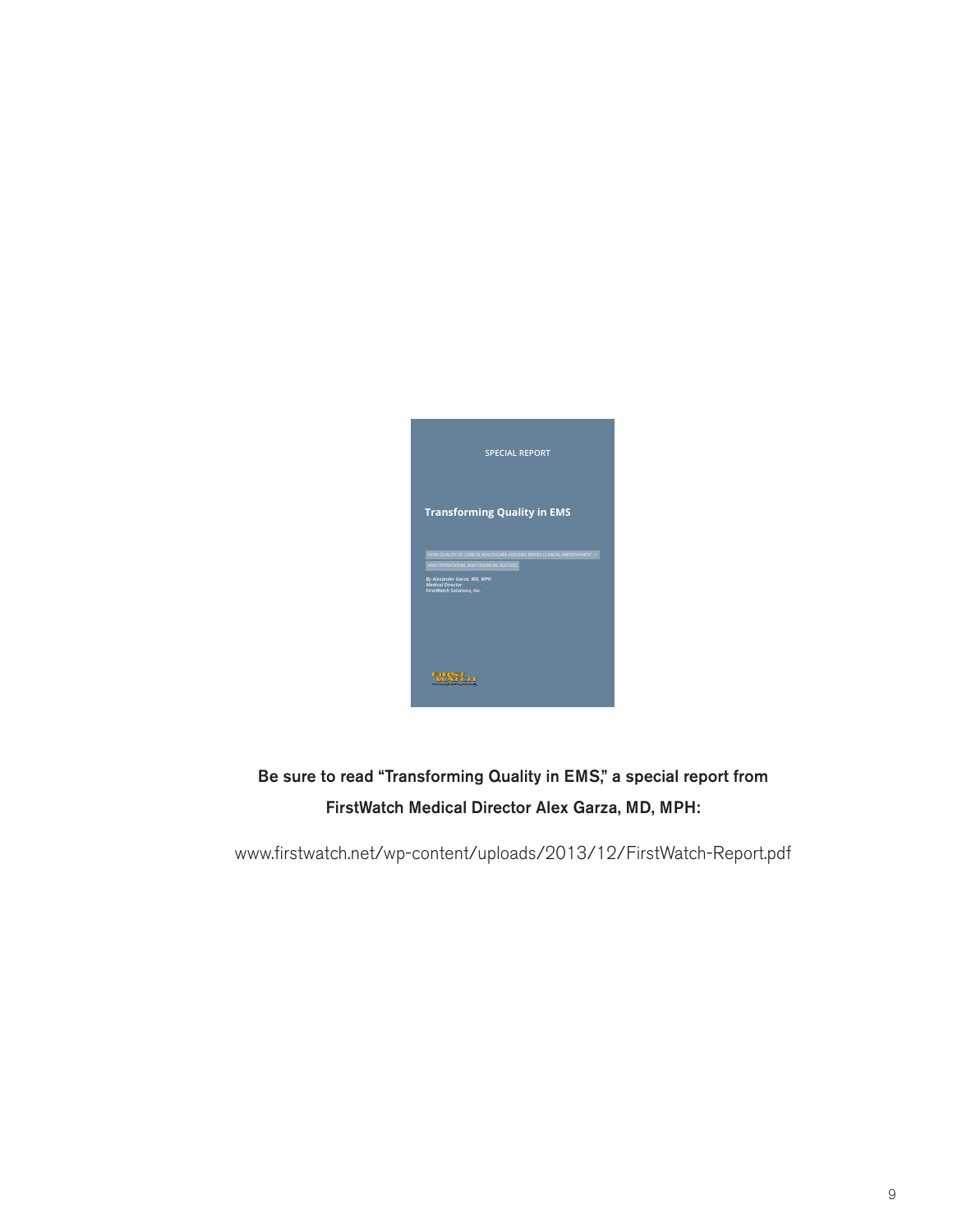SPECIAL REPORT

**Transforming Quality in EMS**

HOW QUALITY OF CARE IN HEALTHCARE AND EMS DRIVES CLINICAL IMPROVEMENT — AND OPERATIONAL AND FINANCIAL SUCCESS

*By Alexander Garza, MD, MPH*
*Medical Director*
*FirstWatch Solutions, Inc.*

**Be sure to read "Transforming Quality in EMS," a special report from FirstWatch Medical Director Alex Garza, MD, MPH:**

www.firstwatch.net/wp-content/uploads/2013/12/FirstWatch-Report.pdf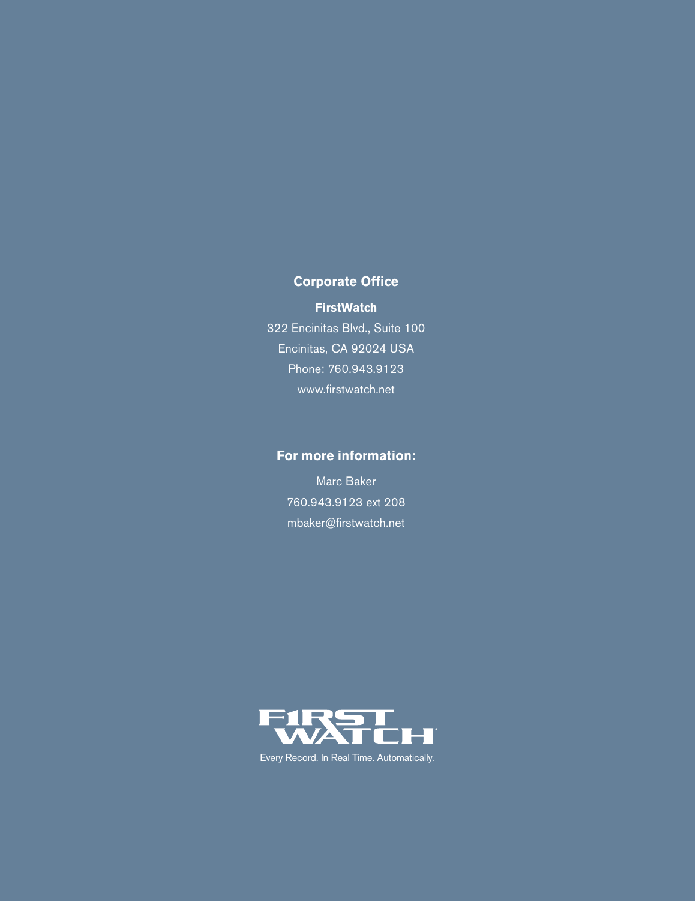## Corporate Office

**FirstWatch**

322 Encinitas Blvd., Suite 100

Encinitas, CA 92024 USA

Phone: 760.943.9123

www.firstwatch.net

## For more information:

Marc Baker

760.943.9123 ext 208

mbaker@firstwatch.net

FIRST WATCH

Every Record. In Real Time. Automatically.